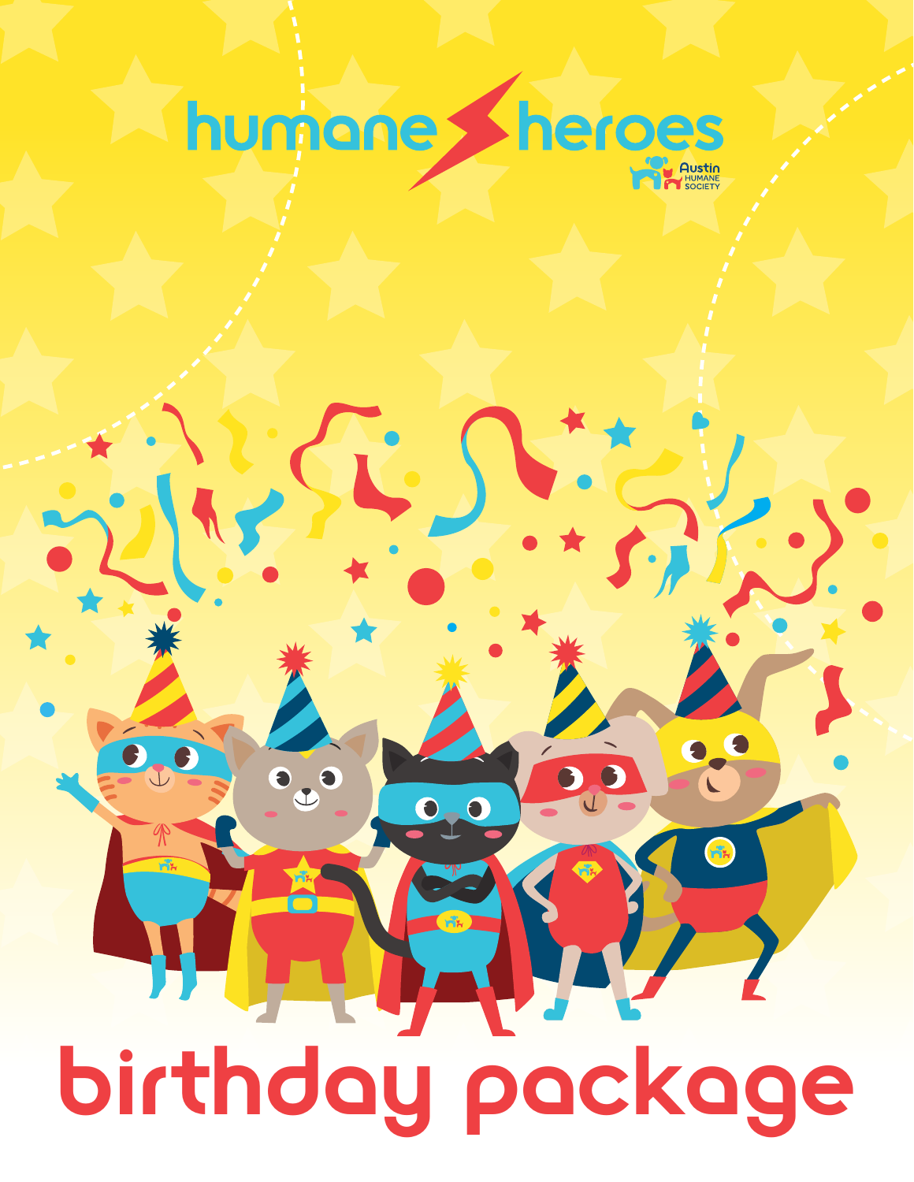# humane heroes

Austin Humane Society

# birthday package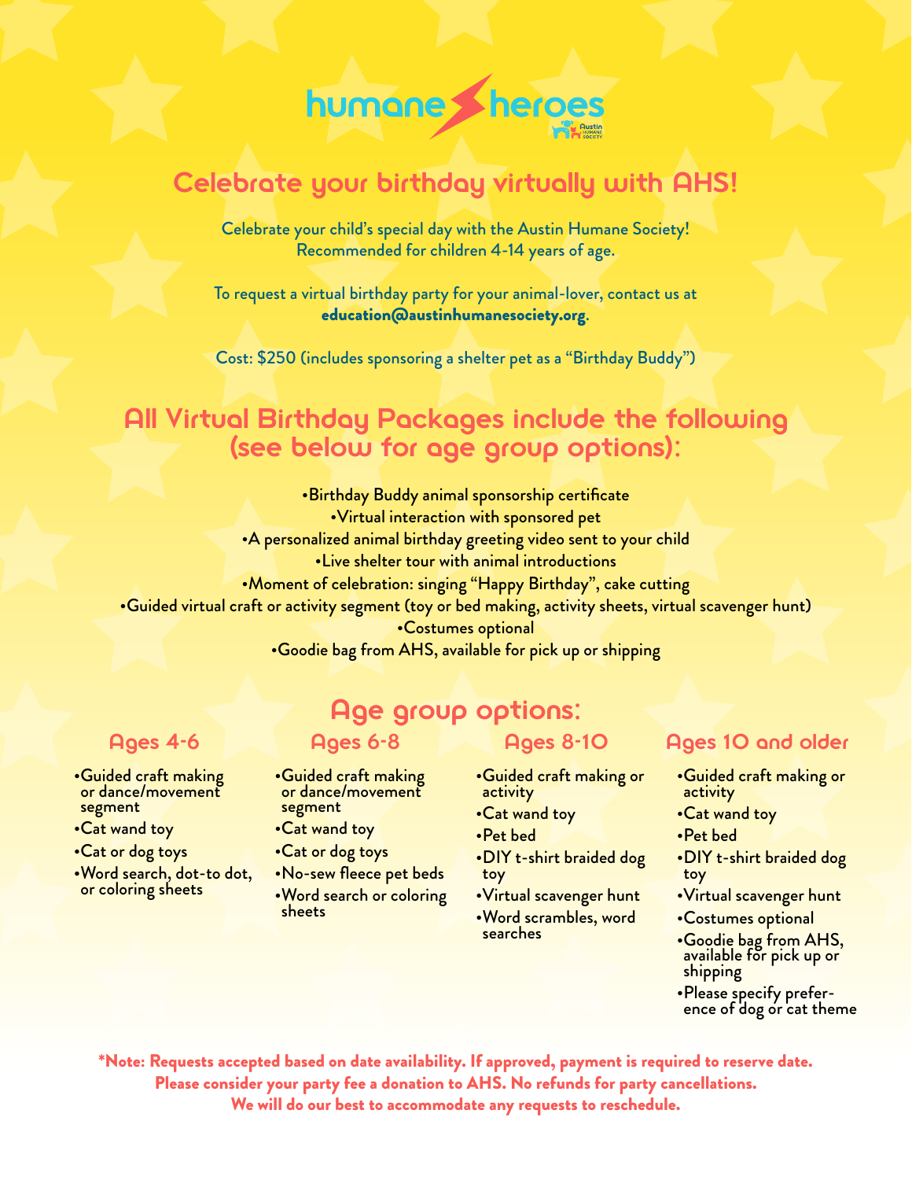humane heroes

Austin Humane Society

# Celebrate your birthday virtually with AHS!

Celebrate your child's special day with the Austin Humane Society!
Recommended for children 4-14 years of age.

To request a virtual birthday party for your animal-lover, contact us at **education@austinhumanesociety.org**.

Cost: $250 (includes sponsoring a shelter pet as a "Birthday Buddy")

## All Virtual Birthday Packages include the following (see below for age group options):

- Birthday Buddy animal sponsorship certificate
- Virtual interaction with sponsored pet
- A personalized animal birthday greeting video sent to your child
- Live shelter tour with animal introductions
- Moment of celebration: singing "Happy Birthday", cake cutting
- Guided virtual craft or activity segment (toy or bed making, activity sheets, virtual scavenger hunt)
- Costumes optional
- Goodie bag from AHS, available for pick up or shipping

## Age group options:

### Ages 4-6

- Guided craft making or dance/movement segment
- Cat wand toy
- Cat or dog toys
- Word search, dot-to dot, or coloring sheets

### Ages 6-8

- Guided craft making or dance/movement segment
- Cat wand toy
- Cat or dog toys
- No-sew fleece pet beds
- Word search or coloring sheets

### Ages 8-10

- Guided craft making or activity
- Cat wand toy
- Pet bed
- DIY t-shirt braided dog toy
- Virtual scavenger hunt
- Word scrambles, word searches

### Ages 10 and older

- Guided craft making or activity
- Cat wand toy
- Pet bed
- DIY t-shirt braided dog toy
- Virtual scavenger hunt
- Costumes optional
- Goodie bag from AHS, available for pick up or shipping
- Please specify preference of dog or cat theme

**\*Note: Requests accepted based on date availability. If approved, payment is required to reserve date. Please consider your party fee a donation to AHS. No refunds for party cancellations. We will do our best to accommodate any requests to reschedule.**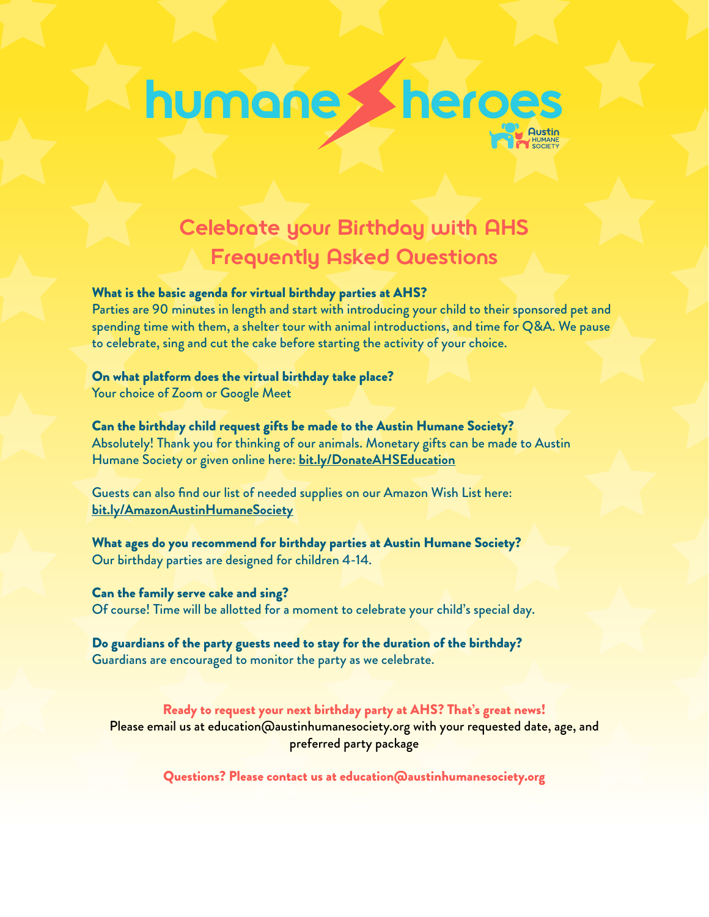# humane heroes

Austin HUMANE SOCIETY

## Celebrate your Birthday with AHS
## Frequently Asked Questions

**What is the basic agenda for virtual birthday parties at AHS?**
Parties are 90 minutes in length and start with introducing your child to their sponsored pet and spending time with them, a shelter tour with animal introductions, and time for Q&A. We pause to celebrate, sing and cut the cake before starting the activity of your choice.

**On what platform does the virtual birthday take place?**
Your choice of Zoom or Google Meet

**Can the birthday child request gifts be made to the Austin Humane Society?**
Absolutely! Thank you for thinking of our animals. Monetary gifts can be made to Austin Humane Society or given online here: **bit.ly/DonateAHSEducation**

Guests can also find our list of needed supplies on our Amazon Wish List here: **bit.ly/AmazonAustinHumaneSociety**

**What ages do you recommend for birthday parties at Austin Humane Society?**
Our birthday parties are designed for children 4-14.

**Can the family serve cake and sing?**
Of course! Time will be allotted for a moment to celebrate your child's special day.

**Do guardians of the party guests need to stay for the duration of the birthday?**
Guardians are encouraged to monitor the party as we celebrate.

**Ready to request your next birthday party at AHS? That's great news!**
Please email us at education@austinhumanesociety.org with your requested date, age, and preferred party package

**Questions? Please contact us at education@austinhumanesociety.org**